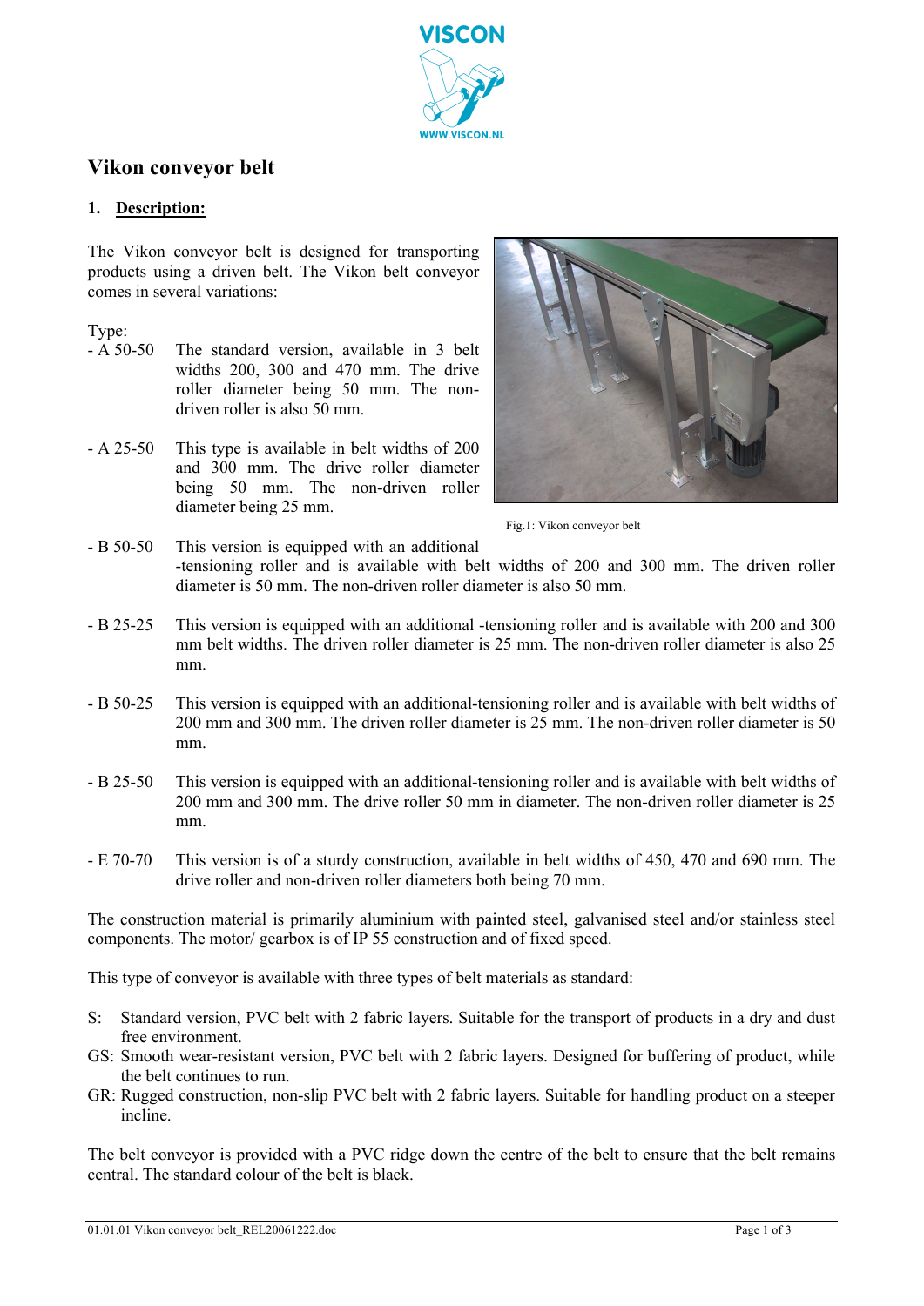# Vikon conveyor belt

## 1. Description:

The Vikon conveyor belt is designed for transporting products using a driven belt. The Vikon belt conveyor comes in several variations:

Type:

- A 50-50 The standard version, available in 3 belt widths 200, 300 and 470 mm. The drive roller diameter being 50 mm. The non-driven roller is also 50 mm.

- A 25-50 This type is available in belt widths of 200 and 300 mm. The drive roller diameter being 50 mm. The non-driven roller diameter being 25 mm.

Fig.1: Vikon conveyor belt

- B 50-50 This version is equipped with an additional -tensioning roller and is available with belt widths of 200 and 300 mm. The driven roller diameter is 50 mm. The non-driven roller diameter is also 50 mm.

- B 25-25 This version is equipped with an additional -tensioning roller and is available with 200 and 300 mm belt widths. The driven roller diameter is 25 mm. The non-driven roller diameter is also 25 mm.

- B 50-25 This version is equipped with an additional-tensioning roller and is available with belt widths of 200 mm and 300 mm. The driven roller diameter is 25 mm. The non-driven roller diameter is 50 mm.

- B 25-50 This version is equipped with an additional-tensioning roller and is available with belt widths of 200 mm and 300 mm. The drive roller 50 mm in diameter. The non-driven roller diameter is 25 mm.

- E 70-70 This version is of a sturdy construction, available in belt widths of 450, 470 and 690 mm. The drive roller and non-driven roller diameters both being 70 mm.

The construction material is primarily aluminium with painted steel, galvanised steel and/or stainless steel components. The motor/ gearbox is of IP 55 construction and of fixed speed.

This type of conveyor is available with three types of belt materials as standard:

S: Standard version, PVC belt with 2 fabric layers. Suitable for the transport of products in a dry and dust free environment.
GS: Smooth wear-resistant version, PVC belt with 2 fabric layers. Designed for buffering of product, while the belt continues to run.
GR: Rugged construction, non-slip PVC belt with 2 fabric layers. Suitable for handling product on a steeper incline.

The belt conveyor is provided with a PVC ridge down the centre of the belt to ensure that the belt remains central. The standard colour of the belt is black.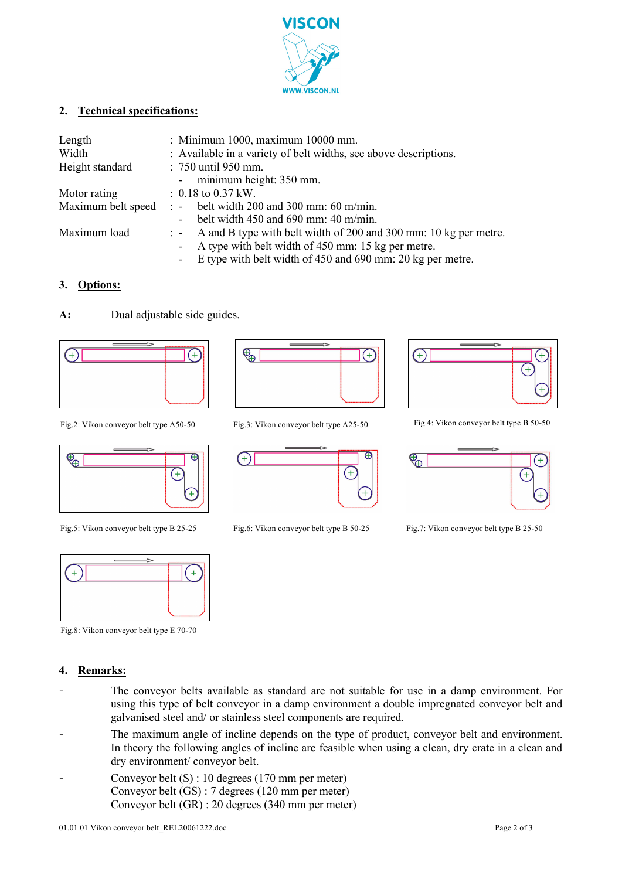## 2. Technical specifications:

| | |
|---|---|
| Length | : Minimum 1000, maximum 10000 mm. |
| Width | : Available in a variety of belt widths, see above descriptions. |
| Height standard | : 750 until 950 mm. |
| | - minimum height: 350 mm. |
| Motor rating | : 0.18 to 0.37 kW. |
| Maximum belt speed | : - belt width 200 and 300 mm: 60 m/min. |
| | - belt width 450 and 690 mm: 40 m/min. |
| Maximum load | : - A and B type with belt width of 200 and 300 mm: 10 kg per metre. |
| | - A type with belt width of 450 mm: 15 kg per metre. |
| | - E type with belt width of 450 and 690 mm: 20 kg per metre. |

## 3. Options:

**A:** Dual adjustable side guides.

Fig.2: Vikon conveyor belt type A50-50

Fig.3: Vikon conveyor belt type A25-50

Fig.4: Vikon conveyor belt type B 50-50

Fig.5: Vikon conveyor belt type B 25-25

Fig.6: Vikon conveyor belt type B 50-25

Fig.7: Vikon conveyor belt type B 25-50

Fig.8: Vikon conveyor belt type E 70-70

## 4. Remarks:

- The conveyor belts available as standard are not suitable for use in a damp environment. For using this type of belt conveyor in a damp environment a double impregnated conveyor belt and galvanised steel and/ or stainless steel components are required.
- The maximum angle of incline depends on the type of product, conveyor belt and environment. In theory the following angles of incline are feasible when using a clean, dry crate in a clean and dry environment/ conveyor belt.
- Conveyor belt (S) : 10 degrees (170 mm per meter)
  Conveyor belt (GS) : 7 degrees (120 mm per meter)
  Conveyor belt (GR) : 20 degrees (340 mm per meter)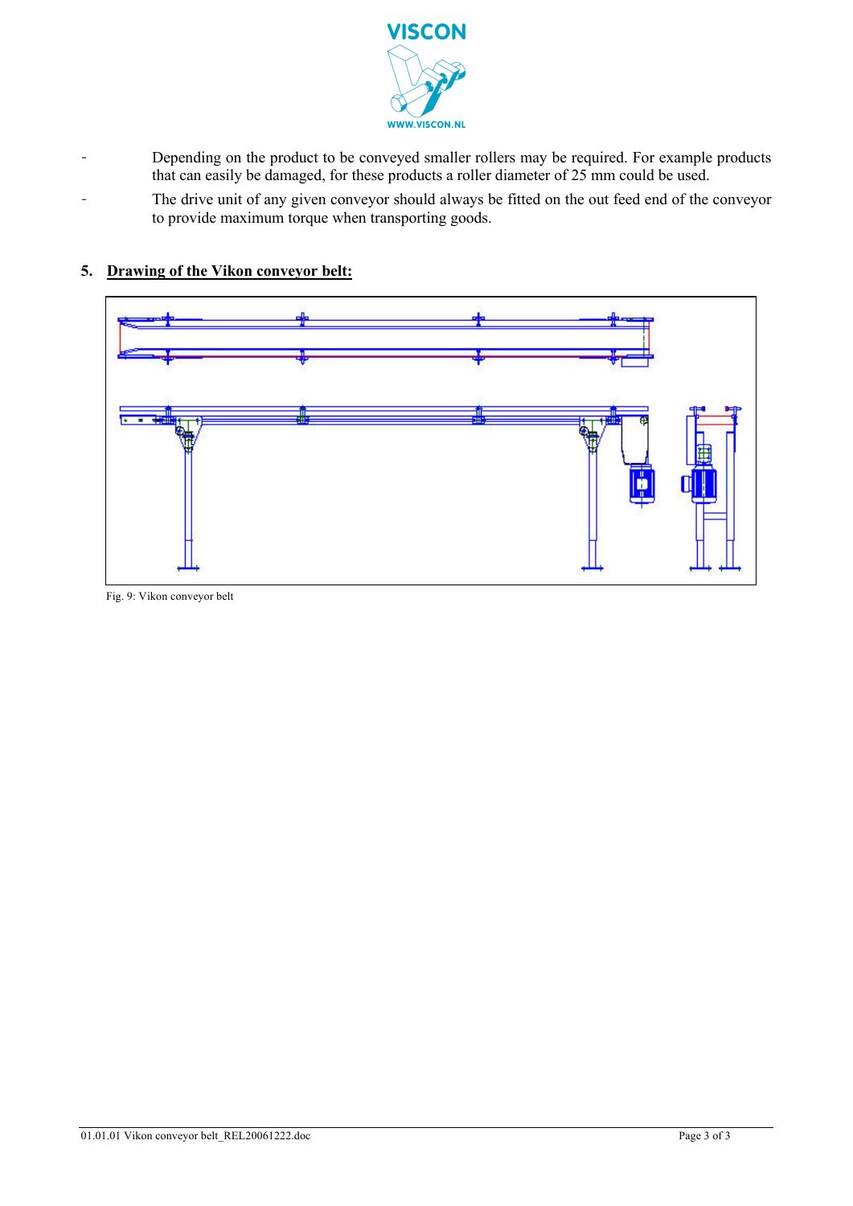- Depending on the product to be conveyed smaller rollers may be required. For example products that can easily be damaged, for these products a roller diameter of 25 mm could be used.
- The drive unit of any given conveyor should always be fitted on the out feed end of the conveyor to provide maximum torque when transporting goods.

## 5. Drawing of the Vikon conveyor belt:

Fig. 9: Vikon conveyor belt